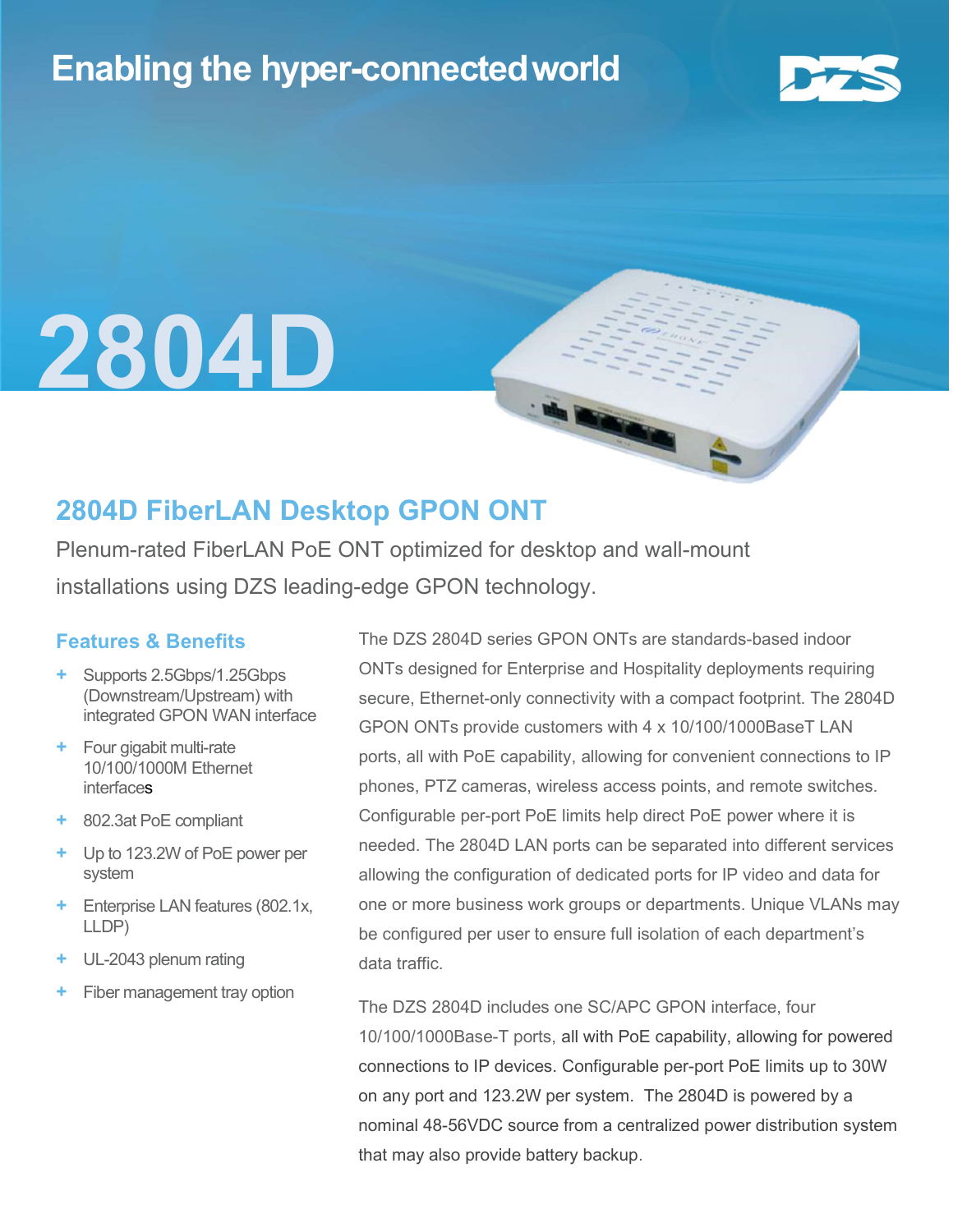# Enabling the hyper-connected world

# 2804D

## 2804D FiberLAN Desktop GPON ONT

Plenum-rated FiberLAN PoE ONT optimized for desktop and wall-mount installations using DZS leading-edge GPON technology.

### Features & Benefits

- Supports 2.5Gbps/1.25Gbps (Downstream/Upstream) with integrated GPON WAN interface
- Four gigabit multi-rate 10/100/1000M Ethernet interfaces
- 802.3at PoE compliant
- Up to 123.2W of PoE power per system
- Enterprise LAN features (802.1x, LLDP)
- UL-2043 plenum rating
- Fiber management tray option

The DZS 2804D series GPON ONTs are standards-based indoor ONTs designed for Enterprise and Hospitality deployments requiring secure, Ethernet-only connectivity with a compact footprint. The 2804D GPON ONTs provide customers with 4 x 10/100/1000BaseT LAN ports, all with PoE capability, allowing for convenient connections to IP phones, PTZ cameras, wireless access points, and remote switches. Configurable per-port PoE limits help direct PoE power where it is needed. The 2804D LAN ports can be separated into different services allowing the configuration of dedicated ports for IP video and data for one or more business work groups or departments. Unique VLANs may be configured per user to ensure full isolation of each department's data traffic.

The DZS 2804D includes one SC/APC GPON interface, four 10/100/1000Base-T ports, all with PoE capability, allowing for powered connections to IP devices. Configurable per-port PoE limits up to 30W on any port and 123.2W per system. The 2804D is powered by a nominal 48-56VDC source from a centralized power distribution system that may also provide battery backup.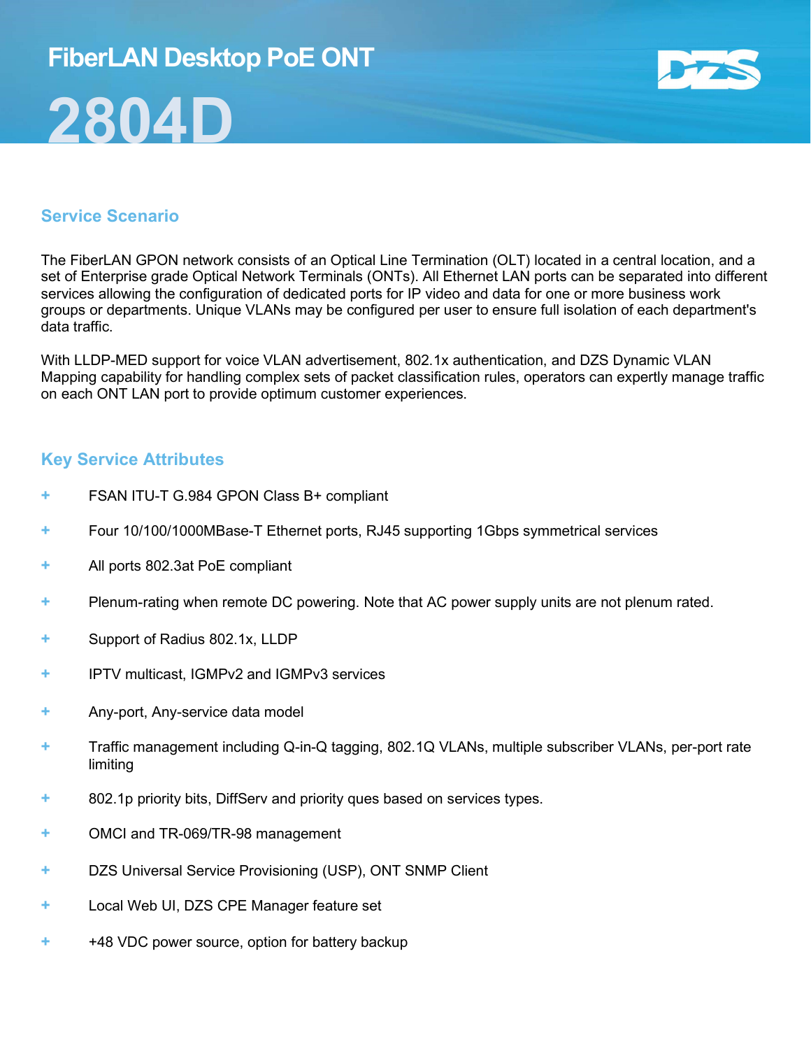# FiberLAN Desktop PoE ONT

# 2804D

## Service Scenario

The FiberLAN GPON network consists of an Optical Line Termination (OLT) located in a central location, and a set of Enterprise grade Optical Network Terminals (ONTs). All Ethernet LAN ports can be separated into different services allowing the configuration of dedicated ports for IP video and data for one or more business work groups or departments. Unique VLANs may be configured per user to ensure full isolation of each department's data traffic.

With LLDP-MED support for voice VLAN advertisement, 802.1x authentication, and DZS Dynamic VLAN Mapping capability for handling complex sets of packet classification rules, operators can expertly manage traffic on each ONT LAN port to provide optimum customer experiences.

## Key Service Attributes

- FSAN ITU-T G.984 GPON Class B+ compliant
- Four 10/100/1000MBase-T Ethernet ports, RJ45 supporting 1Gbps symmetrical services
- All ports 802.3at PoE compliant
- Plenum-rating when remote DC powering. Note that AC power supply units are not plenum rated.
- Support of Radius 802.1x, LLDP
- IPTV multicast, IGMPv2 and IGMPv3 services
- Any-port, Any-service data model
- Traffic management including Q-in-Q tagging, 802.1Q VLANs, multiple subscriber VLANs, per-port rate limiting
- 802.1p priority bits, DiffServ and priority ques based on services types.
- OMCI and TR-069/TR-98 management
- DZS Universal Service Provisioning (USP), ONT SNMP Client
- Local Web UI, DZS CPE Manager feature set
- +48 VDC power source, option for battery backup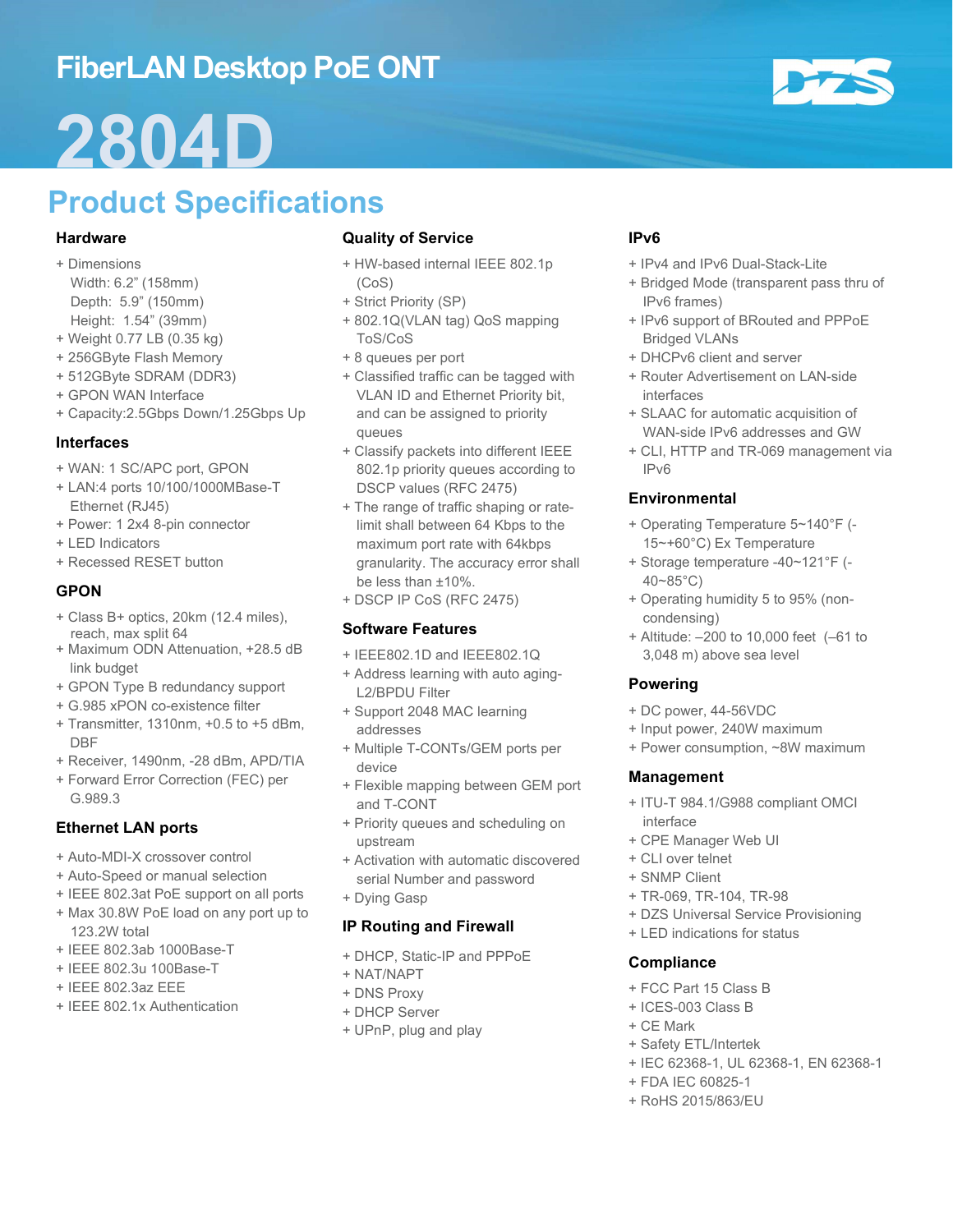# FiberLAN Desktop PoE ONT

# 2804D

## Product Specifications

### Hardware

- Dimensions
  Width: 6.2" (158mm)
  Depth: 5.9" (150mm)
  Height: 1.54" (39mm)
- Weight 0.77 LB (0.35 kg)
- 256GByte Flash Memory
- 512GByte SDRAM (DDR3)
- GPON WAN Interface
- Capacity:2.5Gbps Down/1.25Gbps Up

### Interfaces

- WAN: 1 SC/APC port, GPON
- LAN:4 ports 10/100/1000MBase-T Ethernet (RJ45)
- Power: 1 2x4 8-pin connector
- LED Indicators
- Recessed RESET button

### GPON

- Class B+ optics, 20km (12.4 miles), reach, max split 64
- Maximum ODN Attenuation, +28.5 dB link budget
- GPON Type B redundancy support
- G.985 xPON co-existence filter
- Transmitter, 1310nm, +0.5 to +5 dBm, DBF
- Receiver, 1490nm, -28 dBm, APD/TIA
- Forward Error Correction (FEC) per G.989.3

### Ethernet LAN ports

- Auto-MDI-X crossover control
- Auto-Speed or manual selection
- IEEE 802.3at PoE support on all ports
- Max 30.8W PoE load on any port up to 123.2W total
- IEEE 802.3ab 1000Base-T
- IEEE 802.3u 100Base-T
- IEEE 802.3az EEE
- IEEE 802.1x Authentication

### Quality of Service

- HW-based internal IEEE 802.1p (CoS)
- Strict Priority (SP)
- 802.1Q(VLAN tag) QoS mapping ToS/CoS
- 8 queues per port
- Classified traffic can be tagged with VLAN ID and Ethernet Priority bit, and can be assigned to priority queues
- Classify packets into different IEEE 802.1p priority queues according to DSCP values (RFC 2475)
- The range of traffic shaping or rate-limit shall between 64 Kbps to the maximum port rate with 64kbps granularity. The accuracy error shall be less than ±10%.
- DSCP IP CoS (RFC 2475)

### Software Features

- IEEE802.1D and IEEE802.1Q
- Address learning with auto aging-L2/BPDU Filter
- Support 2048 MAC learning addresses
- Multiple T-CONTs/GEM ports per device
- Flexible mapping between GEM port and T-CONT
- Priority queues and scheduling on upstream
- Activation with automatic discovered serial Number and password
- Dying Gasp

### IP Routing and Firewall

- DHCP, Static-IP and PPPoE
- NAT/NAPT
- DNS Proxy
- DHCP Server
- UPnP, plug and play

### IPv6

- IPv4 and IPv6 Dual-Stack-Lite
- Bridged Mode (transparent pass thru of IPv6 frames)
- IPv6 support of BRouted and PPPoE Bridged VLANs
- DHCPv6 client and server
- Router Advertisement on LAN-side interfaces
- SLAAC for automatic acquisition of WAN-side IPv6 addresses and GW
- CLI, HTTP and TR-069 management via IPv6

### Environmental

- Operating Temperature 5~140°F (-15~+60°C) Ex Temperature
- Storage temperature -40~121°F (-40~85°C)
- Operating humidity 5 to 95% (non-condensing)
- Altitude: –200 to 10,000 feet (–61 to 3,048 m) above sea level

### Powering

- DC power, 44-56VDC
- Input power, 240W maximum
- Power consumption, ~8W maximum

### Management

- ITU-T 984.1/G988 compliant OMCI interface
- CPE Manager Web UI
- CLI over telnet
- SNMP Client
- TR-069, TR-104, TR-98
- DZS Universal Service Provisioning
- LED indications for status

### Compliance

- FCC Part 15 Class B
- ICES-003 Class B
- CE Mark
- Safety ETL/Intertek
- IEC 62368-1, UL 62368-1, EN 62368-1
- FDA IEC 60825-1
- RoHS 2015/863/EU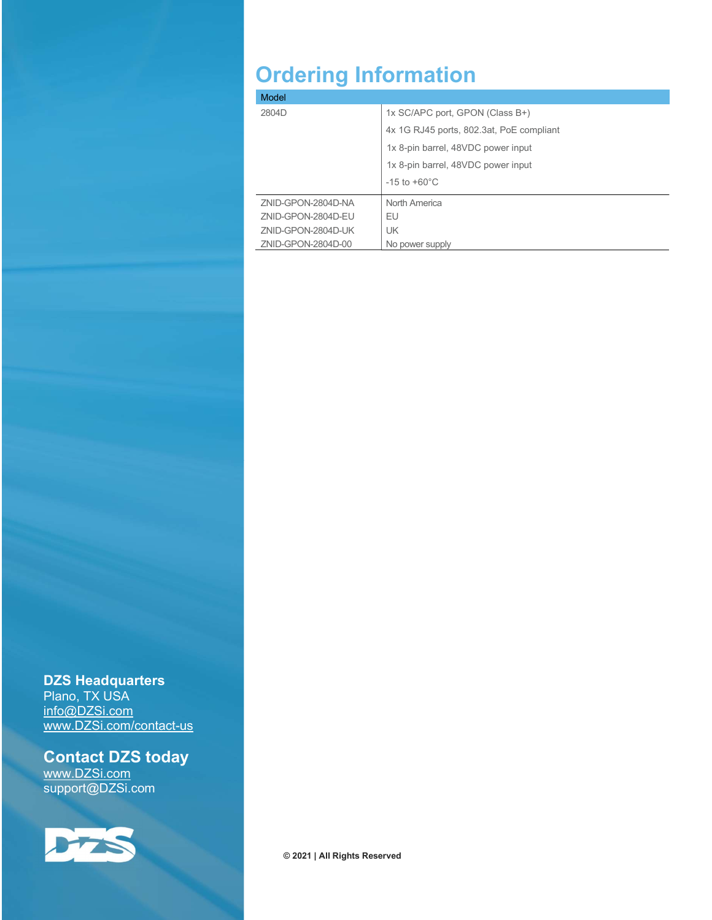# Ordering Information

| Model | |
|---|---|
| 2804D | 1x SC/APC port, GPON (Class B+) |
| | 4x 1G RJ45 ports, 802.3at, PoE compliant |
| | 1x 8-pin barrel, 48VDC power input |
| | 1x 8-pin barrel, 48VDC power input |
| | -15 to +60°C |
| ZNID-GPON-2804D-NA | North America |
| ZNID-GPON-2804D-EU | EU |
| ZNID-GPON-2804D-UK | UK |
| ZNID-GPON-2804D-00 | No power supply |

**DZS Headquarters**
Plano, TX USA
info@DZSi.com
www.DZSi.com/contact-us

**Contact DZS today**
www.DZSi.com
support@DZSi.com

DZS

**© 2021 | All Rights Reserved**